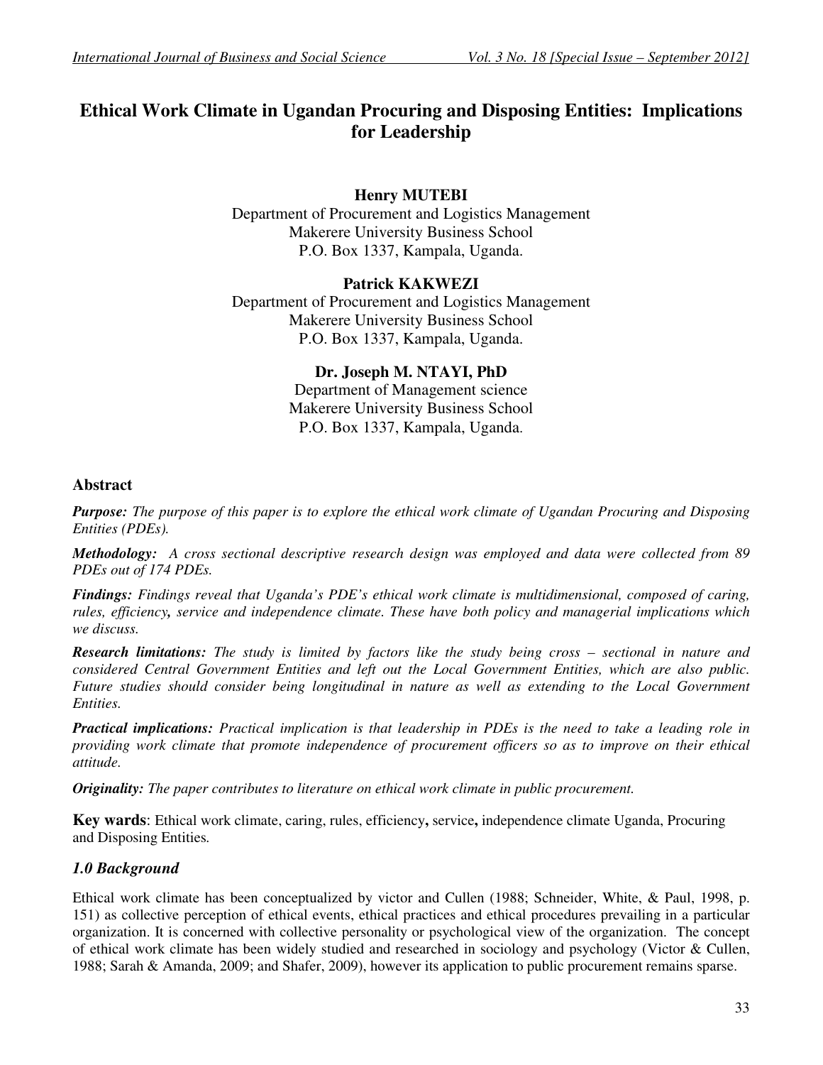# Ethical Work Climate in Ugandan Procuring and Disposing Entities: Implications for Leadership

**Henry MUTEBI**
Department of Procurement and Logistics Management
Makerere University Business School
P.O. Box 1337, Kampala, Uganda.

**Patrick KAKWEZI**
Department of Procurement and Logistics Management
Makerere University Business School
P.O. Box 1337, Kampala, Uganda.

**Dr. Joseph M. NTAYI, PhD**
Department of Management science
Makerere University Business School
P.O. Box 1337, Kampala, Uganda.

## Abstract

***Purpose:*** *The purpose of this paper is to explore the ethical work climate of Ugandan Procuring and Disposing Entities (PDEs).*

***Methodology:*** *A cross sectional descriptive research design was employed and data were collected from 89 PDEs out of 174 PDEs.*

***Findings:*** *Findings reveal that Uganda's PDE's ethical work climate is multidimensional, composed of caring, rules, efficiency, service and independence climate. These have both policy and managerial implications which we discuss.*

***Research limitations:*** *The study is limited by factors like the study being cross – sectional in nature and considered Central Government Entities and left out the Local Government Entities, which are also public. Future studies should consider being longitudinal in nature as well as extending to the Local Government Entities.*

***Practical implications:*** *Practical implication is that leadership in PDEs is the need to take a leading role in providing work climate that promote independence of procurement officers so as to improve on their ethical attitude.*

***Originality:*** *The paper contributes to literature on ethical work climate in public procurement.*

**Key wards**: Ethical work climate, caring, rules, efficiency**,** service**,** independence climate Uganda, Procuring and Disposing Entities.

## *1.0 Background*

Ethical work climate has been conceptualized by victor and Cullen (1988; Schneider, White, & Paul, 1998, p. 151) as collective perception of ethical events, ethical practices and ethical procedures prevailing in a particular organization. It is concerned with collective personality or psychological view of the organization. The concept of ethical work climate has been widely studied and researched in sociology and psychology (Victor & Cullen, 1988; Sarah & Amanda, 2009; and Shafer, 2009), however its application to public procurement remains sparse.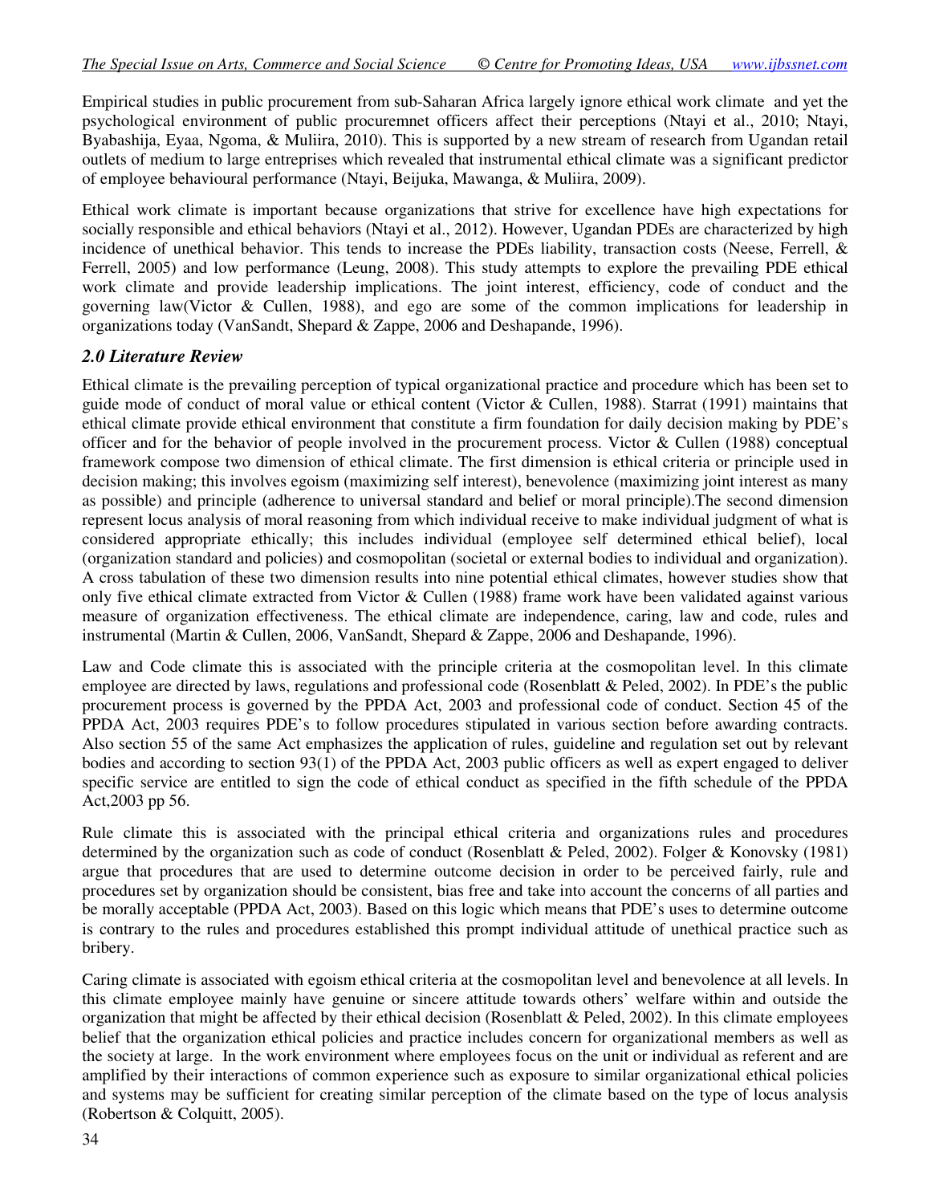Empirical studies in public procurement from sub-Saharan Africa largely ignore ethical work climate and yet the psychological environment of public procuremnet officers affect their perceptions (Ntayi et al., 2010; Ntayi, Byabashija, Eyaa, Ngoma, & Muliira, 2010). This is supported by a new stream of research from Ugandan retail outlets of medium to large entreprises which revealed that instrumental ethical climate was a significant predictor of employee behavioural performance (Ntayi, Beijuka, Mawanga, & Muliira, 2009).

Ethical work climate is important because organizations that strive for excellence have high expectations for socially responsible and ethical behaviors (Ntayi et al., 2012). However, Ugandan PDEs are characterized by high incidence of unethical behavior. This tends to increase the PDEs liability, transaction costs (Neese, Ferrell, & Ferrell, 2005) and low performance (Leung, 2008). This study attempts to explore the prevailing PDE ethical work climate and provide leadership implications. The joint interest, efficiency, code of conduct and the governing law(Victor & Cullen, 1988), and ego are some of the common implications for leadership in organizations today (VanSandt, Shepard & Zappe, 2006 and Deshapande, 1996).

## *2.0 Literature Review*

Ethical climate is the prevailing perception of typical organizational practice and procedure which has been set to guide mode of conduct of moral value or ethical content (Victor & Cullen, 1988). Starrat (1991) maintains that ethical climate provide ethical environment that constitute a firm foundation for daily decision making by PDE's officer and for the behavior of people involved in the procurement process. Victor & Cullen (1988) conceptual framework compose two dimension of ethical climate. The first dimension is ethical criteria or principle used in decision making; this involves egoism (maximizing self interest), benevolence (maximizing joint interest as many as possible) and principle (adherence to universal standard and belief or moral principle).The second dimension represent locus analysis of moral reasoning from which individual receive to make individual judgment of what is considered appropriate ethically; this includes individual (employee self determined ethical belief), local (organization standard and policies) and cosmopolitan (societal or external bodies to individual and organization). A cross tabulation of these two dimension results into nine potential ethical climates, however studies show that only five ethical climate extracted from Victor & Cullen (1988) frame work have been validated against various measure of organization effectiveness. The ethical climate are independence, caring, law and code, rules and instrumental (Martin & Cullen, 2006, VanSandt, Shepard & Zappe, 2006 and Deshapande, 1996).

Law and Code climate this is associated with the principle criteria at the cosmopolitan level. In this climate employee are directed by laws, regulations and professional code (Rosenblatt & Peled, 2002). In PDE's the public procurement process is governed by the PPDA Act, 2003 and professional code of conduct. Section 45 of the PPDA Act, 2003 requires PDE's to follow procedures stipulated in various section before awarding contracts. Also section 55 of the same Act emphasizes the application of rules, guideline and regulation set out by relevant bodies and according to section 93(1) of the PPDA Act, 2003 public officers as well as expert engaged to deliver specific service are entitled to sign the code of ethical conduct as specified in the fifth schedule of the PPDA Act,2003 pp 56.

Rule climate this is associated with the principal ethical criteria and organizations rules and procedures determined by the organization such as code of conduct (Rosenblatt & Peled, 2002). Folger & Konovsky (1981) argue that procedures that are used to determine outcome decision in order to be perceived fairly, rule and procedures set by organization should be consistent, bias free and take into account the concerns of all parties and be morally acceptable (PPDA Act, 2003). Based on this logic which means that PDE's uses to determine outcome is contrary to the rules and procedures established this prompt individual attitude of unethical practice such as bribery.

Caring climate is associated with egoism ethical criteria at the cosmopolitan level and benevolence at all levels. In this climate employee mainly have genuine or sincere attitude towards others' welfare within and outside the organization that might be affected by their ethical decision (Rosenblatt & Peled, 2002). In this climate employees belief that the organization ethical policies and practice includes concern for organizational members as well as the society at large. In the work environment where employees focus on the unit or individual as referent and are amplified by their interactions of common experience such as exposure to similar organizational ethical policies and systems may be sufficient for creating similar perception of the climate based on the type of locus analysis (Robertson & Colquitt, 2005).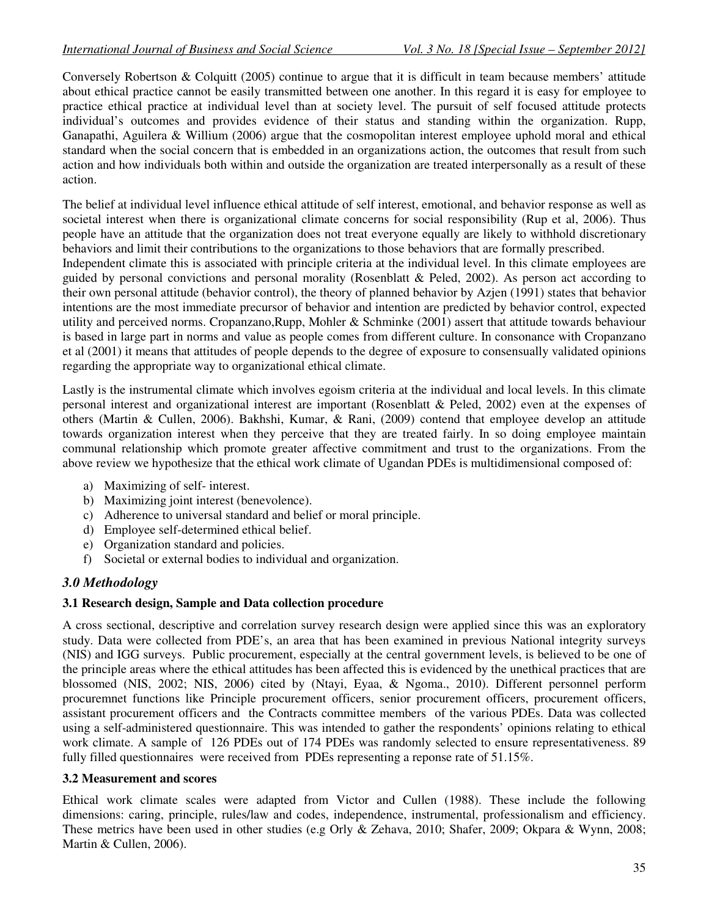Conversely Robertson & Colquitt (2005) continue to argue that it is difficult in team because members' attitude about ethical practice cannot be easily transmitted between one another. In this regard it is easy for employee to practice ethical practice at individual level than at society level. The pursuit of self focused attitude protects individual's outcomes and provides evidence of their status and standing within the organization. Rupp, Ganapathi, Aguilera & Willium (2006) argue that the cosmopolitan interest employee uphold moral and ethical standard when the social concern that is embedded in an organizations action, the outcomes that result from such action and how individuals both within and outside the organization are treated interpersonally as a result of these action.

The belief at individual level influence ethical attitude of self interest, emotional, and behavior response as well as societal interest when there is organizational climate concerns for social responsibility (Rup et al, 2006). Thus people have an attitude that the organization does not treat everyone equally are likely to withhold discretionary behaviors and limit their contributions to the organizations to those behaviors that are formally prescribed.

Independent climate this is associated with principle criteria at the individual level. In this climate employees are guided by personal convictions and personal morality (Rosenblatt & Peled, 2002). As person act according to their own personal attitude (behavior control), the theory of planned behavior by Azjen (1991) states that behavior intentions are the most immediate precursor of behavior and intention are predicted by behavior control, expected utility and perceived norms. Cropanzano,Rupp, Mohler & Schminke (2001) assert that attitude towards behaviour is based in large part in norms and value as people comes from different culture. In consonance with Cropanzano et al (2001) it means that attitudes of people depends to the degree of exposure to consensually validated opinions regarding the appropriate way to organizational ethical climate.

Lastly is the instrumental climate which involves egoism criteria at the individual and local levels. In this climate personal interest and organizational interest are important (Rosenblatt & Peled, 2002) even at the expenses of others (Martin & Cullen, 2006). Bakhshi, Kumar, & Rani, (2009) contend that employee develop an attitude towards organization interest when they perceive that they are treated fairly. In so doing employee maintain communal relationship which promote greater affective commitment and trust to the organizations. From the above review we hypothesize that the ethical work climate of Ugandan PDEs is multidimensional composed of:

a) Maximizing of self- interest.
b) Maximizing joint interest (benevolence).
c) Adherence to universal standard and belief or moral principle.
d) Employee self-determined ethical belief.
e) Organization standard and policies.
f) Societal or external bodies to individual and organization.

## *3.0 Methodology*

### 3.1 Research design, Sample and Data collection procedure

A cross sectional, descriptive and correlation survey research design were applied since this was an exploratory study. Data were collected from PDE's, an area that has been examined in previous National integrity surveys (NIS) and IGG surveys. Public procurement, especially at the central government levels, is believed to be one of the principle areas where the ethical attitudes has been affected this is evidenced by the unethical practices that are blossomed (NIS, 2002; NIS, 2006) cited by (Ntayi, Eyaa, & Ngoma., 2010). Different personnel perform procuremnet functions like Principle procurement officers, senior procurement officers, procurement officers, assistant procurement officers and the Contracts committee members of the various PDEs. Data was collected using a self-administered questionnaire. This was intended to gather the respondents' opinions relating to ethical work climate. A sample of 126 PDEs out of 174 PDEs was randomly selected to ensure representativeness. 89 fully filled questionnaires were received from PDEs representing a reponse rate of 51.15%.

### 3.2 Measurement and scores

Ethical work climate scales were adapted from Victor and Cullen (1988). These include the following dimensions: caring, principle, rules/law and codes, independence, instrumental, professionalism and efficiency. These metrics have been used in other studies (e.g Orly & Zehava, 2010; Shafer, 2009; Okpara & Wynn, 2008; Martin & Cullen, 2006).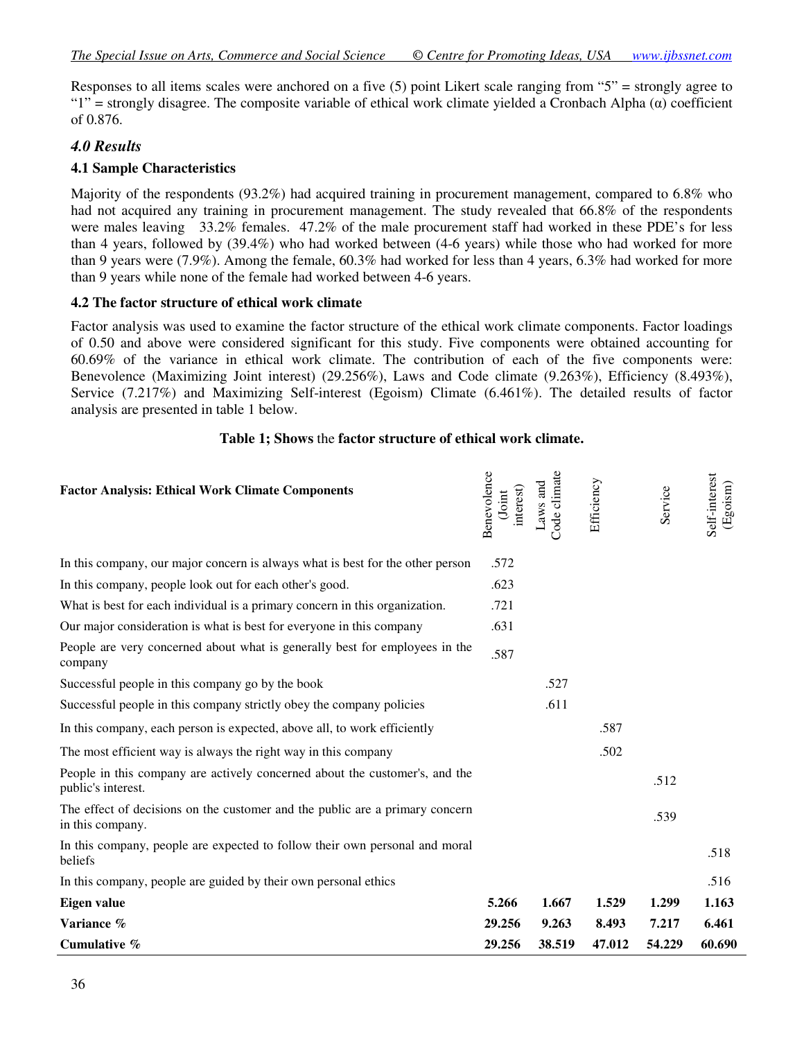Responses to all items scales were anchored on a five (5) point Likert scale ranging from "5" = strongly agree to "1" = strongly disagree. The composite variable of ethical work climate yielded a Cronbach Alpha (α) coefficient of 0.876.

### *4.0 Results*

#### 4.1 Sample Characteristics

Majority of the respondents (93.2%) had acquired training in procurement management, compared to 6.8% who had not acquired any training in procurement management. The study revealed that 66.8% of the respondents were males leaving 33.2% females. 47.2% of the male procurement staff had worked in these PDE's for less than 4 years, followed by (39.4%) who had worked between (4-6 years) while those who had worked for more than 9 years were (7.9%). Among the female, 60.3% had worked for less than 4 years, 6.3% had worked for more than 9 years while none of the female had worked between 4-6 years.

#### 4.2 The factor structure of ethical work climate

Factor analysis was used to examine the factor structure of the ethical work climate components. Factor loadings of 0.50 and above were considered significant for this study. Five components were obtained accounting for 60.69% of the variance in ethical work climate. The contribution of each of the five components were: Benevolence (Maximizing Joint interest) (29.256%), Laws and Code climate (9.263%), Efficiency (8.493%), Service (7.217%) and Maximizing Self-interest (Egoism) Climate (6.461%). The detailed results of factor analysis are presented in table 1 below.

**Table 1; Shows** the **factor structure of ethical work climate.**

| **Factor Analysis: Ethical Work Climate Components** | Benevolence (Joint interest) | Laws and Code climate | Efficiency | Service | Self-interest (Egoism) |
|---|---|---|---|---|---|
| In this company, our major concern is always what is best for the other person | .572 | | | | |
| In this company, people look out for each other's good. | .623 | | | | |
| What is best for each individual is a primary concern in this organization. | .721 | | | | |
| Our major consideration is what is best for everyone in this company | .631 | | | | |
| People are very concerned about what is generally best for employees in the company | .587 | | | | |
| Successful people in this company go by the book | | .527 | | | |
| Successful people in this company strictly obey the company policies | | .611 | | | |
| In this company, each person is expected, above all, to work efficiently | | | .587 | | |
| The most efficient way is always the right way in this company | | | .502 | | |
| People in this company are actively concerned about the customer's, and the public's interest. | | | | .512 | |
| The effect of decisions on the customer and the public are a primary concern in this company. | | | | .539 | |
| In this company, people are expected to follow their own personal and moral beliefs | | | | | .518 |
| In this company, people are guided by their own personal ethics | | | | | .516 |
| **Eigen value** | **5.266** | **1.667** | **1.529** | **1.299** | **1.163** |
| **Variance %** | **29.256** | **9.263** | **8.493** | **7.217** | **6.461** |
| **Cumulative %** | **29.256** | **38.519** | **47.012** | **54.229** | **60.690** |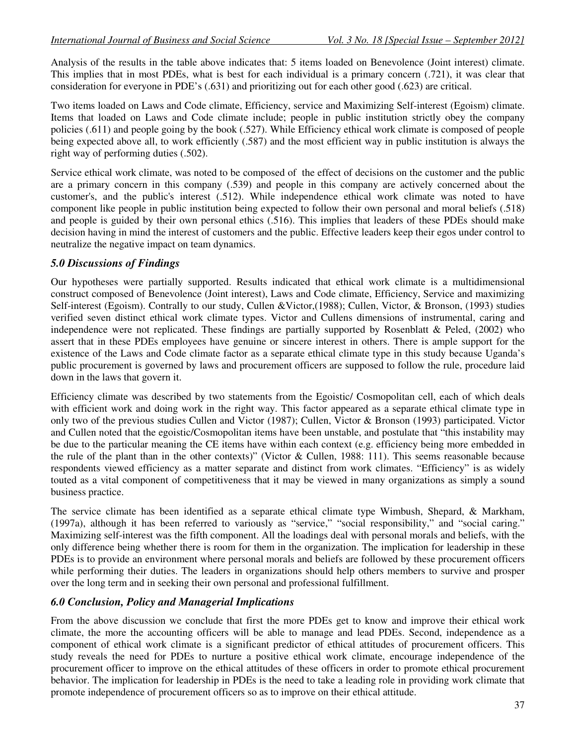Analysis of the results in the table above indicates that: 5 items loaded on Benevolence (Joint interest) climate. This implies that in most PDEs, what is best for each individual is a primary concern (.721), it was clear that consideration for everyone in PDE's (.631) and prioritizing out for each other good (.623) are critical.

Two items loaded on Laws and Code climate, Efficiency, service and Maximizing Self-interest (Egoism) climate. Items that loaded on Laws and Code climate include; people in public institution strictly obey the company policies (.611) and people going by the book (.527). While Efficiency ethical work climate is composed of people being expected above all, to work efficiently (.587) and the most efficient way in public institution is always the right way of performing duties (.502).

Service ethical work climate, was noted to be composed of the effect of decisions on the customer and the public are a primary concern in this company (.539) and people in this company are actively concerned about the customer's, and the public's interest (.512). While independence ethical work climate was noted to have component like people in public institution being expected to follow their own personal and moral beliefs (.518) and people is guided by their own personal ethics (.516). This implies that leaders of these PDEs should make decision having in mind the interest of customers and the public. Effective leaders keep their egos under control to neutralize the negative impact on team dynamics.

## *5.0 Discussions of Findings*

Our hypotheses were partially supported. Results indicated that ethical work climate is a multidimensional construct composed of Benevolence (Joint interest), Laws and Code climate, Efficiency, Service and maximizing Self-interest (Egoism). Contrally to our study, Cullen &Victor,(1988); Cullen, Victor, & Bronson, (1993) studies verified seven distinct ethical work climate types. Victor and Cullens dimensions of instrumental, caring and independence were not replicated. These findings are partially supported by Rosenblatt & Peled, (2002) who assert that in these PDEs employees have genuine or sincere interest in others. There is ample support for the existence of the Laws and Code climate factor as a separate ethical climate type in this study because Uganda's public procurement is governed by laws and procurement officers are supposed to follow the rule, procedure laid down in the laws that govern it.

Efficiency climate was described by two statements from the Egoistic/ Cosmopolitan cell, each of which deals with efficient work and doing work in the right way. This factor appeared as a separate ethical climate type in only two of the previous studies Cullen and Victor (1987); Cullen, Victor & Bronson (1993) participated. Victor and Cullen noted that the egoistic/Cosmopolitan items have been unstable, and postulate that "this instability may be due to the particular meaning the CE items have within each context (e.g. efficiency being more embedded in the rule of the plant than in the other contexts)" (Victor & Cullen, 1988: 111). This seems reasonable because respondents viewed efficiency as a matter separate and distinct from work climates. "Efficiency" is as widely touted as a vital component of competitiveness that it may be viewed in many organizations as simply a sound business practice.

The service climate has been identified as a separate ethical climate type Wimbush, Shepard, & Markham, (1997a), although it has been referred to variously as "service," "social responsibility," and "social caring." Maximizing self-interest was the fifth component. All the loadings deal with personal morals and beliefs, with the only difference being whether there is room for them in the organization. The implication for leadership in these PDEs is to provide an environment where personal morals and beliefs are followed by these procurement officers while performing their duties. The leaders in organizations should help others members to survive and prosper over the long term and in seeking their own personal and professional fulfillment.

## *6.0 Conclusion, Policy and Managerial Implications*

From the above discussion we conclude that first the more PDEs get to know and improve their ethical work climate, the more the accounting officers will be able to manage and lead PDEs. Second, independence as a component of ethical work climate is a significant predictor of ethical attitudes of procurement officers. This study reveals the need for PDEs to nurture a positive ethical work climate, encourage independence of the procurement officer to improve on the ethical attitudes of these officers in order to promote ethical procurement behavior. The implication for leadership in PDEs is the need to take a leading role in providing work climate that promote independence of procurement officers so as to improve on their ethical attitude.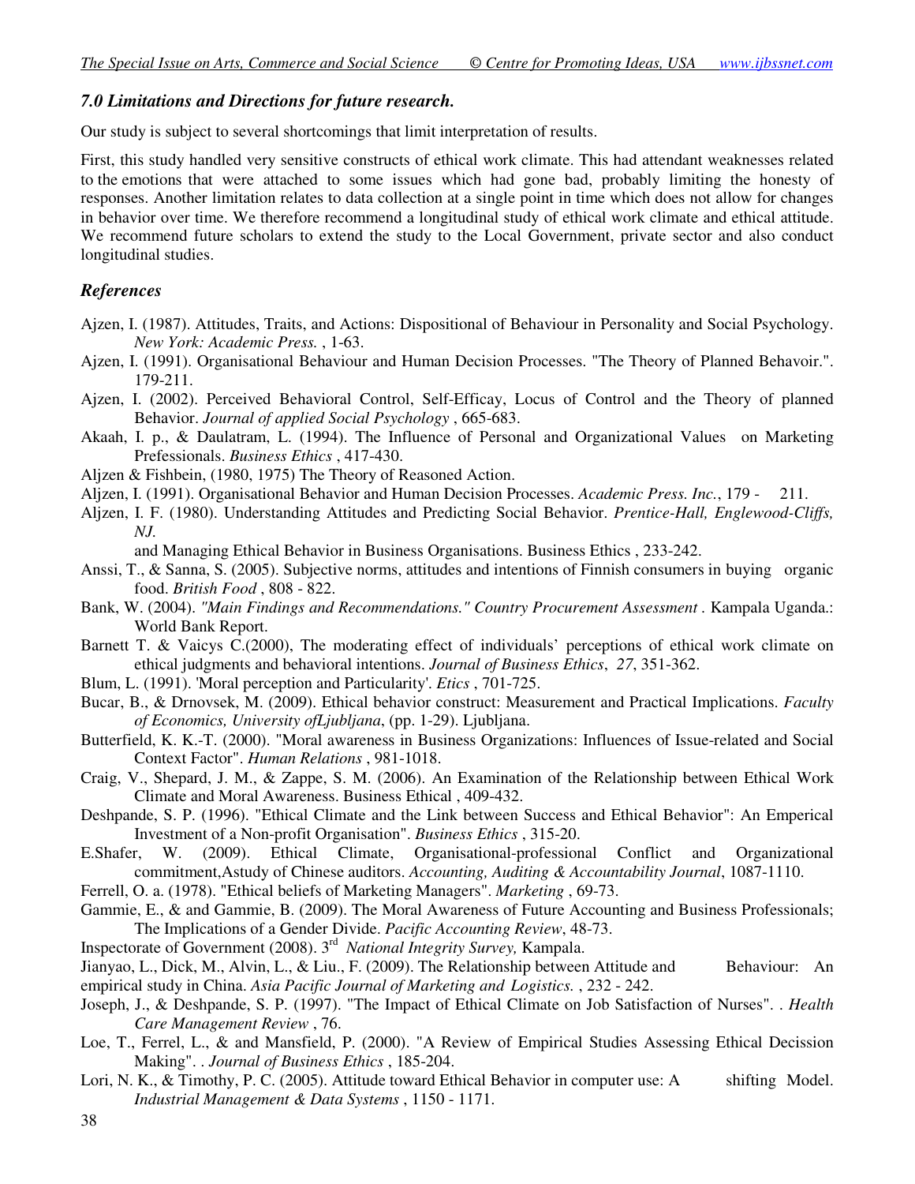### *7.0 Limitations and Directions for future research.*

Our study is subject to several shortcomings that limit interpretation of results.

First, this study handled very sensitive constructs of ethical work climate. This had attendant weaknesses related to the emotions that were attached to some issues which had gone bad, probably limiting the honesty of responses. Another limitation relates to data collection at a single point in time which does not allow for changes in behavior over time. We therefore recommend a longitudinal study of ethical work climate and ethical attitude. We recommend future scholars to extend the study to the Local Government, private sector and also conduct longitudinal studies.

### *References*

Ajzen, I. (1987). Attitudes, Traits, and Actions: Dispositional of Behaviour in Personality and Social Psychology. *New York: Academic Press.* , 1-63.

Ajzen, I. (1991). Organisational Behaviour and Human Decision Processes. "The Theory of Planned Behavoir.". 179-211.

Ajzen, I. (2002). Perceived Behavioral Control, Self-Efficay, Locus of Control and the Theory of planned Behavior. *Journal of applied Social Psychology* , 665-683.

Akaah, I. p., & Daulatram, L. (1994). The Influence of Personal and Organizational Values on Marketing Professionals. *Business Ethics* , 417-430.

Aljzen & Fishbein, (1980, 1975) The Theory of Reasoned Action.

Aljzen, I. (1991). Organisational Behavior and Human Decision Processes. *Academic Press. Inc.*, 179 - 211.

Aljzen, I. F. (1980). Understanding Attitudes and Predicting Social Behavior. *Prentice-Hall, Englewood-Cliffs, NJ.*

and Managing Ethical Behavior in Business Organisations. Business Ethics , 233-242.

Anssi, T., & Sanna, S. (2005). Subjective norms, attitudes and intentions of Finnish consumers in buying organic food. *British Food* , 808 - 822.

Bank, W. (2004). *"Main Findings and Recommendations." Country Procurement Assessment* . Kampala Uganda.: World Bank Report.

Barnett T. & Vaicys C.(2000), The moderating effect of individuals' perceptions of ethical work climate on ethical judgments and behavioral intentions. *Journal of Business Ethics*, *27*, 351-362.

Blum, L. (1991). 'Moral perception and Particularity'. *Etics* , 701-725.

Bucar, B., & Drnovsek, M. (2009). Ethical behavior construct: Measurement and Practical Implications. *Faculty of Economics, University ofLjubljana*, (pp. 1-29). Ljubljana.

Butterfield, K. K.-T. (2000). "Moral awareness in Business Organizations: Influences of Issue-related and Social Context Factor". *Human Relations* , 981-1018.

Craig, V., Shepard, J. M., & Zappe, S. M. (2006). An Examination of the Relationship between Ethical Work Climate and Moral Awareness. Business Ethical , 409-432.

Deshpande, S. P. (1996). "Ethical Climate and the Link between Success and Ethical Behavior": An Emperical Investment of a Non-profit Organisation". *Business Ethics* , 315-20.

E.Shafer, W. (2009). Ethical Climate, Organisational-professional Conflict and Organizational commitment,Astudy of Chinese auditors. *Accounting, Auditing & Accountability Journal*, 1087-1110.

Ferrell, O. a. (1978). "Ethical beliefs of Marketing Managers". *Marketing* , 69-73.

Gammie, E., & and Gammie, B. (2009). The Moral Awareness of Future Accounting and Business Professionals; The Implications of a Gender Divide. *Pacific Accounting Review*, 48-73.

Inspectorate of Government (2008). 3rd *National Integrity Survey,* Kampala.

Jianyao, L., Dick, M., Alvin, L., & Liu., F. (2009). The Relationship between Attitude and Behaviour: An empirical study in China. *Asia Pacific Journal of Marketing and Logistics.* , 232 - 242.

Joseph, J., & Deshpande, S. P. (1997). "The Impact of Ethical Climate on Job Satisfaction of Nurses". . *Health Care Management Review* , 76.

Loe, T., Ferrel, L., & and Mansfield, P. (2000). "A Review of Empirical Studies Assessing Ethical Decission Making". . *Journal of Business Ethics* , 185-204.

Lori, N. K., & Timothy, P. C. (2005). Attitude toward Ethical Behavior in computer use: A shifting Model. *Industrial Management & Data Systems* , 1150 - 1171.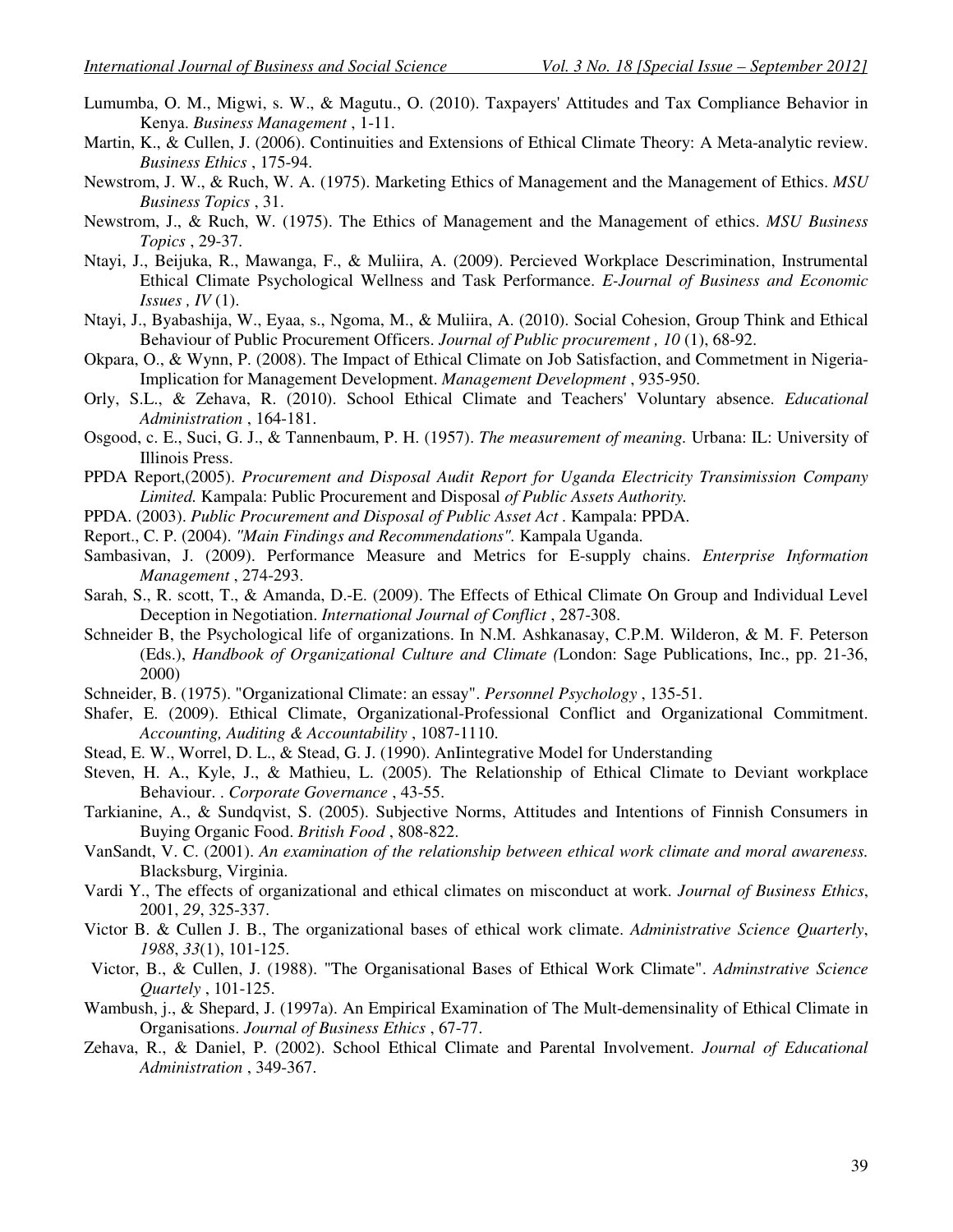Lumumba, O. M., Migwi, s. W., & Magutu., O. (2010). Taxpayers' Attitudes and Tax Compliance Behavior in Kenya. *Business Management* , 1-11.

Martin, K., & Cullen, J. (2006). Continuities and Extensions of Ethical Climate Theory: A Meta-analytic review. *Business Ethics* , 175-94.

Newstrom, J. W., & Ruch, W. A. (1975). Marketing Ethics of Management and the Management of Ethics. *MSU Business Topics* , 31.

Newstrom, J., & Ruch, W. (1975). The Ethics of Management and the Management of ethics. *MSU Business Topics* , 29-37.

Ntayi, J., Beijuka, R., Mawanga, F., & Muliira, A. (2009). Percieved Workplace Descrimination, Instrumental Ethical Climate Psychological Wellness and Task Performance. *E-Journal of Business and Economic Issues , IV* (1).

Ntayi, J., Byabashija, W., Eyaa, s., Ngoma, M., & Muliira, A. (2010). Social Cohesion, Group Think and Ethical Behaviour of Public Procurement Officers. *Journal of Public procurement , 10* (1), 68-92.

Okpara, O., & Wynn, P. (2008). The Impact of Ethical Climate on Job Satisfaction, and Commetment in Nigeria-Implication for Management Development. *Management Development* , 935-950.

Orly, S.L., & Zehava, R. (2010). School Ethical Climate and Teachers' Voluntary absence. *Educational Administration* , 164-181.

Osgood, c. E., Suci, G. J., & Tannenbaum, P. H. (1957). *The measurement of meaning.* Urbana: IL: University of Illinois Press.

PPDA Report,(2005). *Procurement and Disposal Audit Report for Uganda Electricity Transimission Company Limited.* Kampala: Public Procurement and Disposal *of Public Assets Authority.*

PPDA. (2003). *Public Procurement and Disposal of Public Asset Act* . Kampala: PPDA.

Report., C. P. (2004). *"Main Findings and Recommendations".* Kampala Uganda.

Sambasivan, J. (2009). Performance Measure and Metrics for E-supply chains. *Enterprise Information Management* , 274-293.

Sarah, S., R. scott, T., & Amanda, D.-E. (2009). The Effects of Ethical Climate On Group and Individual Level Deception in Negotiation. *International Journal of Conflict* , 287-308.

Schneider B, the Psychological life of organizations. In N.M. Ashkanasay, C.P.M. Wilderon, & M. F. Peterson (Eds.), *Handbook of Organizational Culture and Climate (*London: Sage Publications, Inc., pp. 21-36, 2000)

Schneider, B. (1975). "Organizational Climate: an essay". *Personnel Psychology* , 135-51.

Shafer, E. (2009). Ethical Climate, Organizational-Professional Conflict and Organizational Commitment. *Accounting, Auditing & Accountability* , 1087-1110.

Stead, E. W., Worrel, D. L., & Stead, G. J. (1990). AnIintegrative Model for Understanding

Steven, H. A., Kyle, J., & Mathieu, L. (2005). The Relationship of Ethical Climate to Deviant workplace Behaviour. . *Corporate Governance* , 43-55.

Tarkianine, A., & Sundqvist, S. (2005). Subjective Norms, Attitudes and Intentions of Finnish Consumers in Buying Organic Food. *British Food* , 808-822.

VanSandt, V. C. (2001). *An examination of the relationship between ethical work climate and moral awareness.* Blacksburg, Virginia.

Vardi Y., The effects of organizational and ethical climates on misconduct at work. *Journal of Business Ethics*, 2001, *29*, 325-337.

Victor B. & Cullen J. B., The organizational bases of ethical work climate. *Administrative Science Quarterly*, *1988*, *33*(1), 101-125.

Victor, B., & Cullen, J. (1988). "The Organisational Bases of Ethical Work Climate". *Adminstrative Science Quartely* , 101-125.

Wambush, j., & Shepard, J. (1997a). An Empirical Examination of The Mult-demensinality of Ethical Climate in Organisations. *Journal of Business Ethics* , 67-77.

Zehava, R., & Daniel, P. (2002). School Ethical Climate and Parental Involvement. *Journal of Educational Administration* , 349-367.